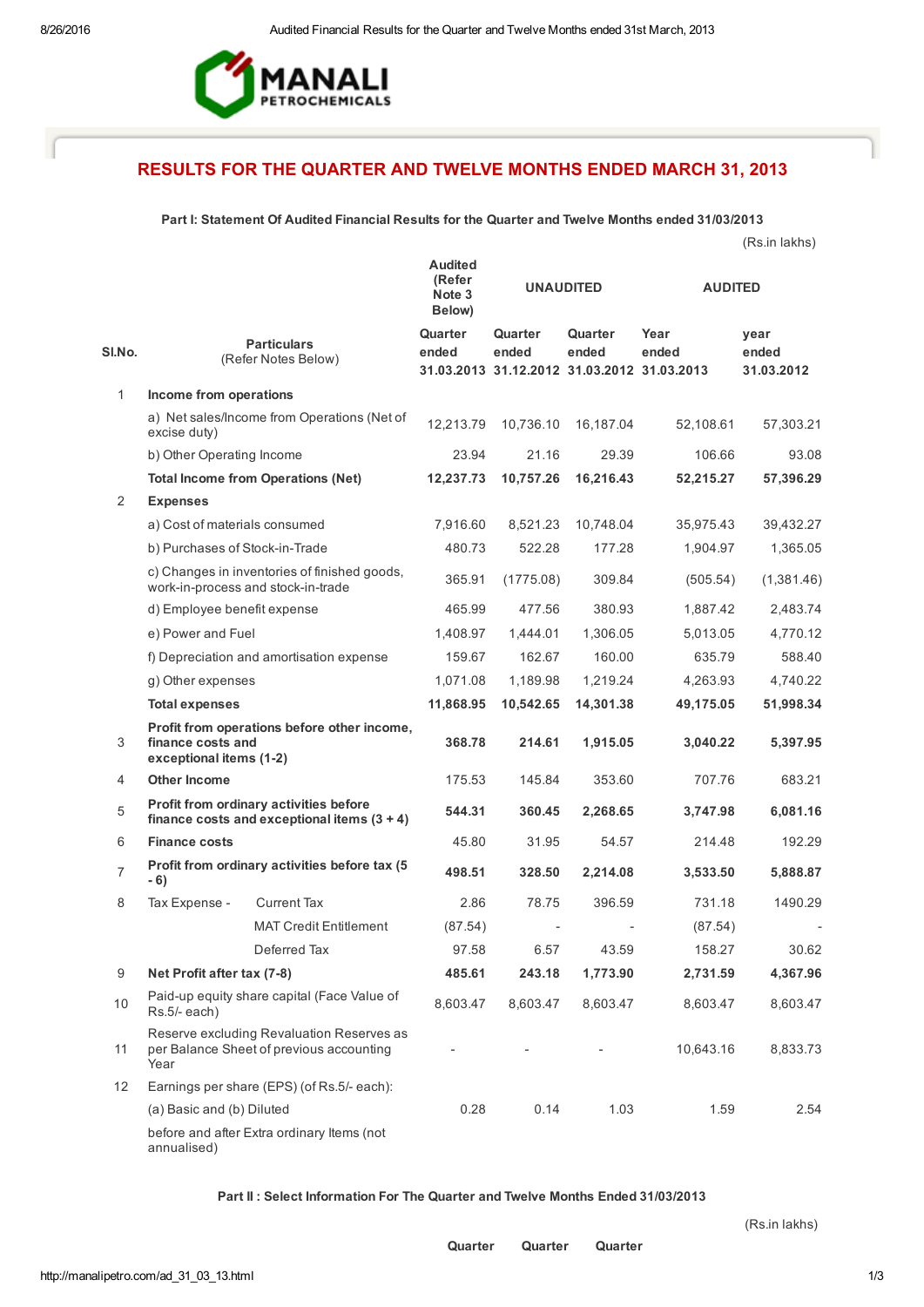MANALI PETROCHEMICALS

## RESULTS FOR THE QUARTER AND TWELVE MONTHS ENDED MARCH 31, 2013

### Part I: Statement Of Audited Financial Results for the Quarter and Twelve Months ended 31/03/2013

(Rs.in lakhs)

| Sl.No. | Particulars (Refer Notes Below) | | Audited (Refer Note 3 Below) | UNAUDITED | | AUDITED | |
|---|---|---|---|---|---|---|---|
| | | | Quarter ended 31.03.2013 | Quarter ended 31.12.2012 | Quarter ended 31.03.2012 | Year ended 31.03.2013 | year ended 31.03.2012 |
| 1 | **Income from operations** | | | | | | |
| | a) Net sales/Income from Operations (Net of excise duty) | | 12,213.79 | 10,736.10 | 16,187.04 | 52,108.61 | 57,303.21 |
| | b) Other Operating Income | | 23.94 | 21.16 | 29.39 | 106.66 | 93.08 |
| | **Total Income from Operations (Net)** | | **12,237.73** | **10,757.26** | **16,216.43** | **52,215.27** | **57,396.29** |
| 2 | **Expenses** | | | | | | |
| | a) Cost of materials consumed | | 7,916.60 | 8,521.23 | 10,748.04 | 35,975.43 | 39,432.27 |
| | b) Purchases of Stock-in-Trade | | 480.73 | 522.28 | 177.28 | 1,904.97 | 1,365.05 |
| | c) Changes in inventories of finished goods, work-in-process and stock-in-trade | | 365.91 | (1775.08) | 309.84 | (505.54) | (1,381.46) |
| | d) Employee benefit expense | | 465.99 | 477.56 | 380.93 | 1,887.42 | 2,483.74 |
| | e) Power and Fuel | | 1,408.97 | 1,444.01 | 1,306.05 | 5,013.05 | 4,770.12 |
| | f) Depreciation and amortisation expense | | 159.67 | 162.67 | 160.00 | 635.79 | 588.40 |
| | g) Other expenses | | 1,071.08 | 1,189.98 | 1,219.24 | 4,263.93 | 4,740.22 |
| | **Total expenses** | | **11,868.95** | **10,542.65** | **14,301.38** | **49,175.05** | **51,998.34** |
| 3 | **Profit from operations before other income, finance costs and exceptional items (1-2)** | | **368.78** | **214.61** | **1,915.05** | **3,040.22** | **5,397.95** |
| 4 | **Other Income** | | 175.53 | 145.84 | 353.60 | 707.76 | 683.21 |
| 5 | **Profit from ordinary activities before finance costs and exceptional items (3 + 4)** | | **544.31** | **360.45** | **2,268.65** | **3,747.98** | **6,081.16** |
| 6 | **Finance costs** | | 45.80 | 31.95 | 54.57 | 214.48 | 192.29 |
| 7 | **Profit from ordinary activities before tax (5 - 6)** | | **498.51** | **328.50** | **2,214.08** | **3,533.50** | **5,888.87** |
| 8 | Tax Expense - | Current Tax | 2.86 | 78.75 | 396.59 | 731.18 | 1490.29 |
| | | MAT Credit Entitlement | (87.54) | - | - | (87.54) | - |
| | | Deferred Tax | 97.58 | 6.57 | 43.59 | 158.27 | 30.62 |
| 9 | **Net Profit after tax (7-8)** | | **485.61** | **243.18** | **1,773.90** | **2,731.59** | **4,367.96** |
| 10 | Paid-up equity share capital (Face Value of Rs.5/- each) | | 8,603.47 | 8,603.47 | 8,603.47 | 8,603.47 | 8,603.47 |
| 11 | Reserve excluding Revaluation Reserves as per Balance Sheet of previous accounting Year | | - | - | - | 10,643.16 | 8,833.73 |
| 12 | Earnings per share (EPS) (of Rs.5/- each): | | | | | | |
| | (a) Basic and (b) Diluted | | 0.28 | 0.14 | 1.03 | 1.59 | 2.54 |
| | before and after Extra ordinary Items (not annualised) | | | | | | |

### Part II : Select Information For The Quarter and Twelve Months Ended 31/03/2013

(Rs.in lakhs)

| | | Quarter | Quarter | Quarter |
|---|---|---|---|---|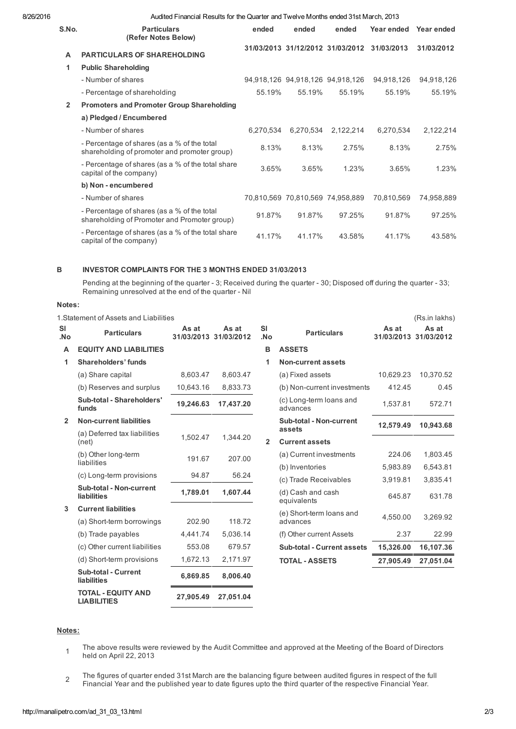Audited Financial Results for the Quarter and Twelve Months ended 31st March, 2013

| S.No. | Particulars (Refer Notes Below) | ended 31/03/2013 | ended 31/12/2012 | ended 31/03/2012 | Year ended 31/03/2013 | Year ended 31/03/2012 |
|---|---|---|---|---|---|---|
| **A** | **PARTICULARS OF SHAREHOLDING** | | | | | |
| **1** | **Public Shareholding** | | | | | |
| | - Number of shares | 94,918,126 | 94,918,126 | 94,918,126 | 94,918,126 | 94,918,126 |
| | - Percentage of shareholding | 55.19% | 55.19% | 55.19% | 55.19% | 55.19% |
| **2** | **Promoters and Promoter Group Shareholding** | | | | | |
| | **a) Pledged / Encumbered** | | | | | |
| | - Number of shares | 6,270,534 | 6,270,534 | 2,122,214 | 6,270,534 | 2,122,214 |
| | - Percentage of shares (as a % of the total shareholding of promoter and promoter group) | 8.13% | 8.13% | 2.75% | 8.13% | 2.75% |
| | - Percentage of shares (as a % of the total share capital of the company) | 3.65% | 3.65% | 1.23% | 3.65% | 1.23% |
| | **b) Non - encumbered** | | | | | |
| | - Number of shares | 70,810,569 | 70,810,569 | 74,958,889 | 70,810,569 | 74,958,889 |
| | - Percentage of shares (as a % of the total shareholding of Promoter and Promoter group) | 91.87% | 91.87% | 97.25% | 91.87% | 97.25% |
| | - Percentage of shares (as a % of the total share capital of the company) | 41.17% | 41.17% | 43.58% | 41.17% | 43.58% |

**B INVESTOR COMPLAINTS FOR THE 3 MONTHS ENDED 31/03/2013**

Pending at the beginning of the quarter - 3; Received during the quarter - 30; Disposed off during the quarter - 33; Remaining unresolved at the end of the quarter - Nil

**Notes:**

1.Statement of Assets and Liabilities (Rs.in lakhs)

| Sl .No | Particulars | As at 31/03/2013 | As at 31/03/2012 |
|---|---|---|---|
| **A** | **EQUITY AND LIABILITIES** | | |
| **1** | **Shareholders' funds** | | |
| | (a) Share capital | 8,603.47 | 8,603.47 |
| | (b) Reserves and surplus | 10,643.16 | 8,833.73 |
| | **Sub-total - Shareholders' funds** | **19,246.63** | **17,437.20** |
| **2** | **Non-current liabilities** | | |
| | (a) Deferred tax liabilities (net) | 1,502.47 | 1,344.20 |
| | (b) Other long-term liabilities | 191.67 | 207.00 |
| | (c) Long-term provisions | 94.87 | 56.24 |
| | **Sub-total - Non-current liabilities** | **1,789.01** | **1,607.44** |
| **3** | **Current liabilities** | | |
| | (a) Short-term borrowings | 202.90 | 118.72 |
| | (b) Trade payables | 4,441.74 | 5,036.14 |
| | (c) Other current liabilities | 553.08 | 679.57 |
| | (d) Short-term provisions | 1,672.13 | 2,171.97 |
| | **Sub-total - Current liabilities** | **6,869.85** | **8,006.40** |
| | **TOTAL - EQUITY AND LIABILITIES** | **27,905.49** | **27,051.04** |

| Sl .No | Particulars | As at 31/03/2013 | As at 31/03/2012 |
|---|---|---|---|
| **B** | **ASSETS** | | |
| **1** | **Non-current assets** | | |
| | (a) Fixed assets | 10,629.23 | 10,370.52 |
| | (b) Non-current investments | 412.45 | 0.45 |
| | (c) Long-term loans and advances | 1,537.81 | 572.71 |
| | **Sub-total - Non-current assets** | **12,579.49** | **10,943.68** |
| **2** | **Current assets** | | |
| | (a) Current investments | 224.06 | 1,803.45 |
| | (b) Inventories | 5,983.89 | 6,543.81 |
| | (c) Trade Receivables | 3,919.81 | 3,835.41 |
| | (d) Cash and cash equivalents | 645.87 | 631.78 |
| | (e) Short-term loans and advances | 4,550.00 | 3,269.92 |
| | (f) Other current Assets | 2.37 | 22.99 |
| | **Sub-total - Current assets** | **15,326.00** | **16,107.36** |
| | **TOTAL - ASSETS** | **27,905.49** | **27,051.04** |

**Notes:**

1. The above results were reviewed by the Audit Committee and approved at the Meeting of the Board of Directors held on April 22, 2013

2. The figures of quarter ended 31st March are the balancing figure between audited figures in respect of the full Financial Year and the published year to date figures upto the third quarter of the respective Financial Year.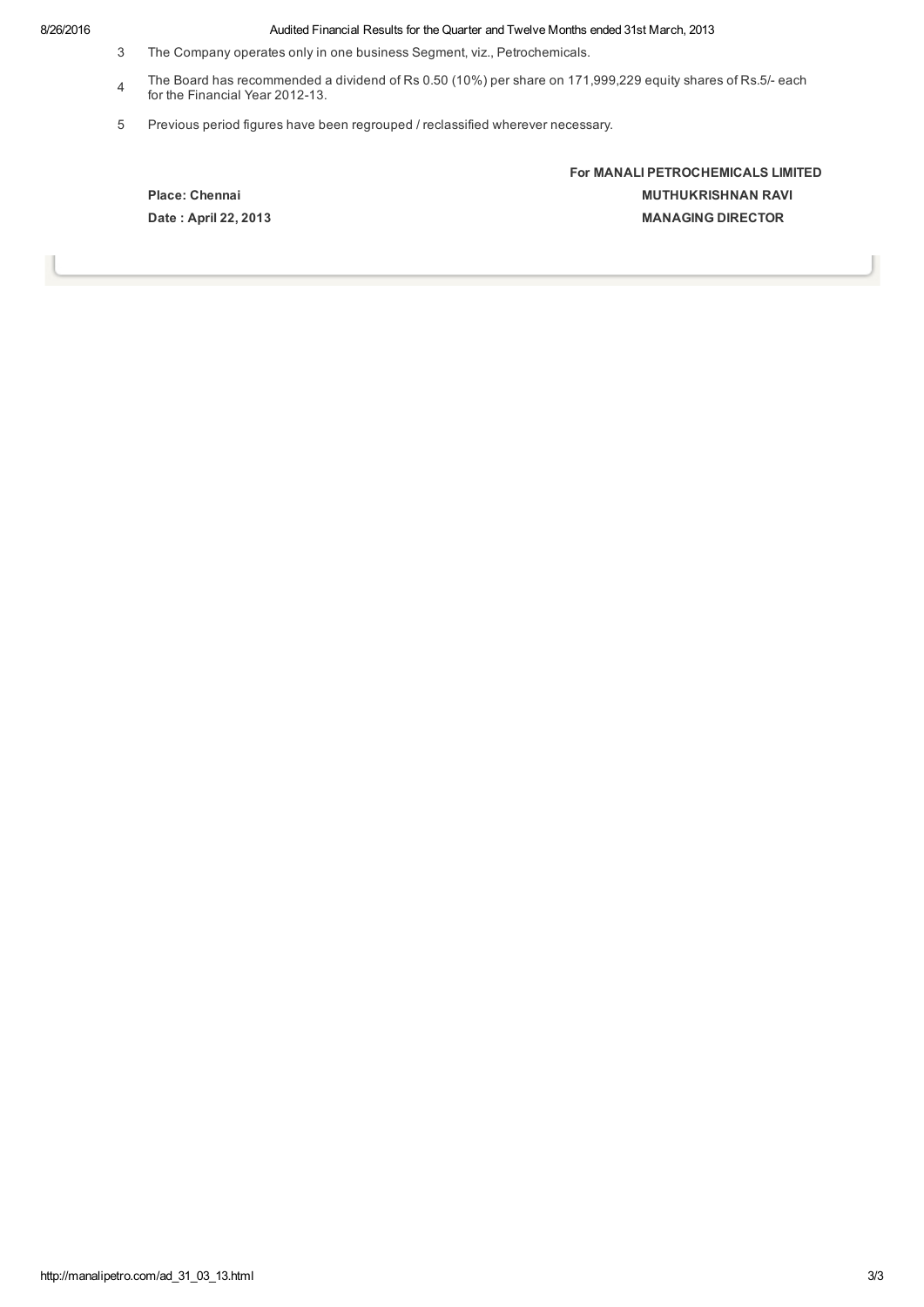3. The Company operates only in one business Segment, viz., Petrochemicals.
4. The Board has recommended a dividend of Rs 0.50 (10%) per share on 171,999,229 equity shares of Rs.5/- each for the Financial Year 2012-13.
5. Previous period figures have been regrouped / reclassified wherever necessary.

**For MANALI PETROCHEMICALS LIMITED**

**Place: Chennai** **MUTHUKRISHNAN RAVI**

**Date : April 22, 2013** **MANAGING DIRECTOR**